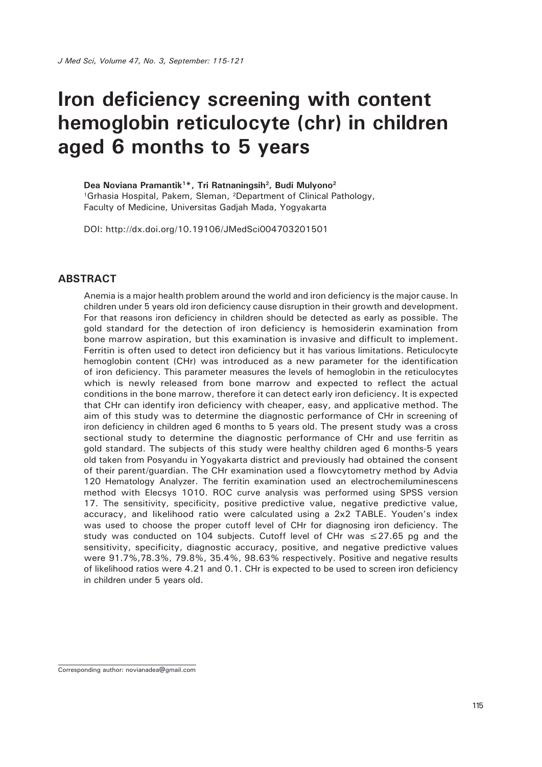# Iron deficiency screening with content hemoglobin reticulocyte (chr) in children aged 6 months to 5 years

**Dea Noviana Pramantik[1]\*, Tri Ratnaningsih[2], Budi Mulyono[2]**

[1]Grhasia Hospital, Pakem, Sleman, [2]Department of Clinical Pathology, Faculty of Medicine, Universitas Gadjah Mada, Yogyakarta

DOI: http://dx.doi.org/10.19106/JMedSci004703201501

## ABSTRACT

Anemia is a major health problem around the world and iron deficiency is the major cause. In children under 5 years old iron deficiency cause disruption in their growth and development. For that reasons iron deficiency in children should be detected as early as possible. The gold standard for the detection of iron deficiency is hemosiderin examination from bone marrow aspiration, but this examination is invasive and difficult to implement. Ferritin is often used to detect iron deficiency but it has various limitations. Reticulocyte hemoglobin content (CHr) was introduced as a new parameter for the identification of iron deficiency. This parameter measures the levels of hemoglobin in the reticulocytes which is newly released from bone marrow and expected to reflect the actual conditions in the bone marrow, therefore it can detect early iron deficiency. It is expected that CHr can identify iron deficiency with cheaper, easy, and applicative method. The aim of this study was to determine the diagnostic performance of CHr in screening of iron deficiency in children aged 6 months to 5 years old. The present study was a cross sectional study to determine the diagnostic performance of CHr and use ferritin as gold standard. The subjects of this study were healthy children aged 6 months-5 years old taken from Posyandu in Yogyakarta district and previously had obtained the consent of their parent/guardian. The CHr examination used a flowcytometry method by Advia 120 Hematology Analyzer. The ferritin examination used an electrochemiluminescens method with Elecsys 1010. ROC curve analysis was performed using SPSS version 17. The sensitivity, specificity, positive predictive value, negative predictive value, accuracy, and likelihood ratio were calculated using a 2x2 TABLE. Youden's index was used to choose the proper cutoff level of CHr for diagnosing iron deficiency. The study was conducted on 104 subjects. Cutoff level of CHr was $\leq$27.65 pg and the sensitivity, specificity, diagnostic accuracy, positive, and negative predictive values were 91.7%,78.3%, 79.8%, 35.4%, 98.63% respectively. Positive and negative results of likelihood ratios were 4.21 and 0.1. CHr is expected to be used to screen iron deficiency in children under 5 years old.

Corresponding author: novianadea@gmail.com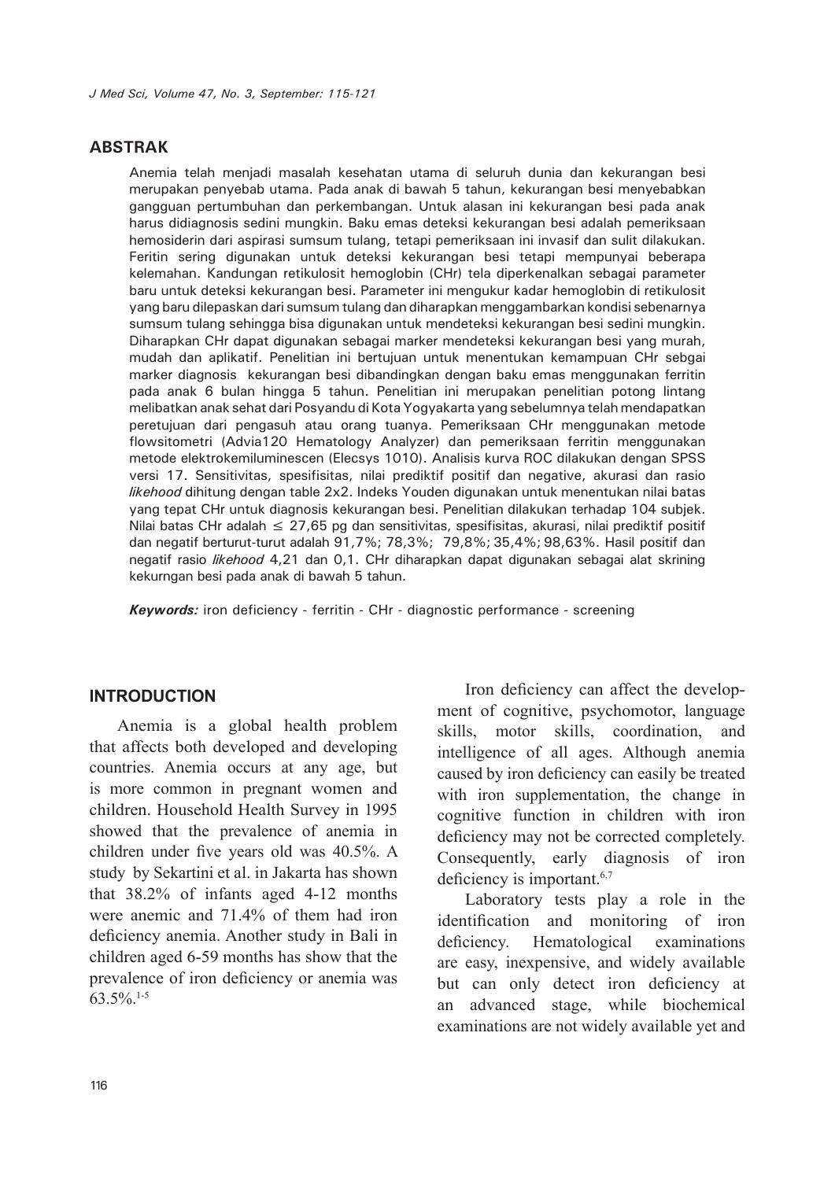## ABSTRAK

Anemia telah menjadi masalah kesehatan utama di seluruh dunia dan kekurangan besi merupakan penyebab utama. Pada anak di bawah 5 tahun, kekurangan besi menyebabkan gangguan pertumbuhan dan perkembangan. Untuk alasan ini kekurangan besi pada anak harus didiagnosis sedini mungkin. Baku emas deteksi kekurangan besi adalah pemeriksaan hemosiderin dari aspirasi sumsum tulang, tetapi pemeriksaan ini invasif dan sulit dilakukan. Feritin sering digunakan untuk deteksi kekurangan besi tetapi mempunyai beberapa kelemahan. Kandungan retikulosit hemoglobin (CHr) tela diperkenalkan sebagai parameter baru untuk deteksi kekurangan besi. Parameter ini mengukur kadar hemoglobin di retikulosit yang baru dilepaskan dari sumsum tulang dan diharapkan menggambarkan kondisi sebenarnya sumsum tulang sehingga bisa digunakan untuk mendeteksi kekurangan besi sedini mungkin. Diharapkan CHr dapat digunakan sebagai marker mendeteksi kekurangan besi yang murah, mudah dan aplikatif. Penelitian ini bertujuan untuk menentukan kemampuan CHr sebgai marker diagnosis kekurangan besi dibandingkan dengan baku emas menggunakan ferritin pada anak 6 bulan hingga 5 tahun. Penelitian ini merupakan penelitian potong lintang melibatkan anak sehat dari Posyandu di Kota Yogyakarta yang sebelumnya telah mendapatkan peretujuan dari pengasuh atau orang tuanya. Pemeriksaan CHr menggunakan metode flowsitometri (Advia120 Hematology Analyzer) dan pemeriksaan ferritin menggunakan metode elektrokemiluminescen (Elecsys 1010). Analisis kurva ROC dilakukan dengan SPSS versi 17. Sensitivitas, spesifisitas, nilai prediktif positif dan negative, akurasi dan rasio *likehood* dihitung dengan table 2x2. Indeks Youden digunakan untuk menentukan nilai batas yang tepat CHr untuk diagnosis kekurangan besi. Penelitian dilakukan terhadap 104 subjek. Nilai batas CHr adalah ≤ 27,65 pg dan sensitivitas, spesifisitas, akurasi, nilai prediktif positif dan negatif berturut-turut adalah 91,7%; 78,3%; 79,8%; 35,4%; 98,63%. Hasil positif dan negatif rasio *likehood* 4,21 dan 0,1. CHr diharapkan dapat digunakan sebagai alat skrining kekurngan besi pada anak di bawah 5 tahun.

***Keywords:*** iron deficiency - ferritin - CHr - diagnostic performance - screening

## INTRODUCTION

Anemia is a global health problem that affects both developed and developing countries. Anemia occurs at any age, but is more common in pregnant women and children. Household Health Survey in 1995 showed that the prevalence of anemia in children under five years old was 40.5%. A study by Sekartini et al. in Jakarta has shown that 38.2% of infants aged 4-12 months were anemic and 71.4% of them had iron deficiency anemia. Another study in Bali in children aged 6-59 months has show that the prevalence of iron deficiency or anemia was 63.5%.[1-5]

Iron deficiency can affect the development of cognitive, psychomotor, language skills, motor skills, coordination, and intelligence of all ages. Although anemia caused by iron deficiency can easily be treated with iron supplementation, the change in cognitive function in children with iron deficiency may not be corrected completely. Consequently, early diagnosis of iron deficiency is important.[6,7]

Laboratory tests play a role in the identification and monitoring of iron deficiency. Hematological examinations are easy, inexpensive, and widely available but can only detect iron deficiency at an advanced stage, while biochemical examinations are not widely available yet and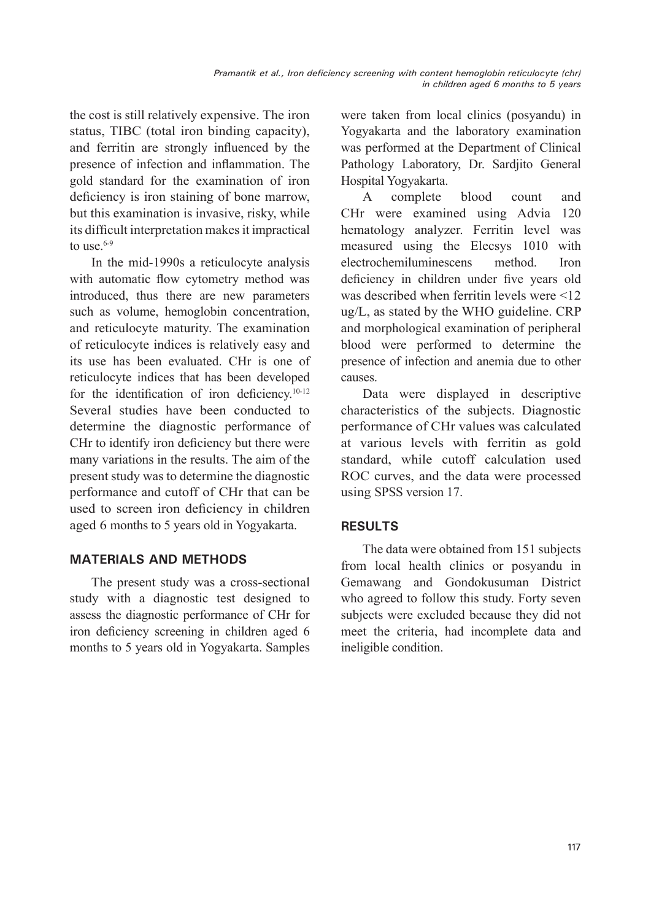the cost is still relatively expensive. The iron status, TIBC (total iron binding capacity), and ferritin are strongly influenced by the presence of infection and inflammation. The gold standard for the examination of iron deficiency is iron staining of bone marrow, but this examination is invasive, risky, while its difficult interpretation makes it impractical to use.[6-9]

In the mid-1990s a reticulocyte analysis with automatic flow cytometry method was introduced, thus there are new parameters such as volume, hemoglobin concentration, and reticulocyte maturity. The examination of reticulocyte indices is relatively easy and its use has been evaluated. CHr is one of reticulocyte indices that has been developed for the identification of iron deficiency.[10-12] Several studies have been conducted to determine the diagnostic performance of CHr to identify iron deficiency but there were many variations in the results. The aim of the present study was to determine the diagnostic performance and cutoff of CHr that can be used to screen iron deficiency in children aged 6 months to 5 years old in Yogyakarta.

## MATERIALS AND METHODS

The present study was a cross-sectional study with a diagnostic test designed to assess the diagnostic performance of CHr for iron deficiency screening in children aged 6 months to 5 years old in Yogyakarta. Samples were taken from local clinics (posyandu) in Yogyakarta and the laboratory examination was performed at the Department of Clinical Pathology Laboratory, Dr. Sardjito General Hospital Yogyakarta.

A complete blood count and CHr were examined using Advia 120 hematology analyzer. Ferritin level was measured using the Elecsys 1010 with electrochemiluminescens method. Iron deficiency in children under five years old was described when ferritin levels were <12 ug/L, as stated by the WHO guideline. CRP and morphological examination of peripheral blood were performed to determine the presence of infection and anemia due to other causes.

Data were displayed in descriptive characteristics of the subjects. Diagnostic performance of CHr values was calculated at various levels with ferritin as gold standard, while cutoff calculation used ROC curves, and the data were processed using SPSS version 17.

## RESULTS

The data were obtained from 151 subjects from local health clinics or posyandu in Gemawang and Gondokusuman District who agreed to follow this study. Forty seven subjects were excluded because they did not meet the criteria, had incomplete data and ineligible condition.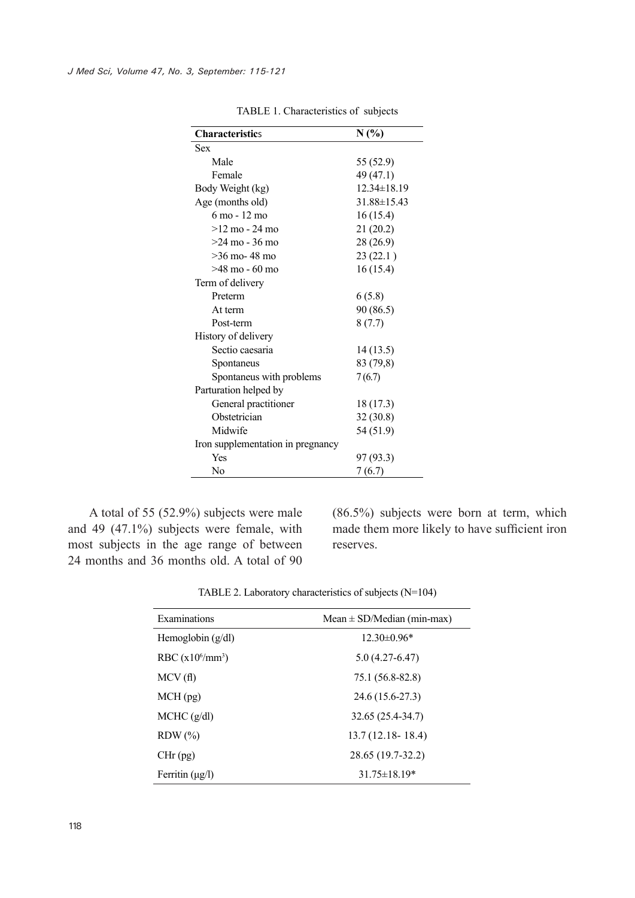TABLE 1. Characteristics of subjects

| Characteristics | N (%) |
|---|---|
| Sex | |
| Male | 55 (52.9) |
| Female | 49 (47.1) |
| Body Weight (kg) | 12.34±18.19 |
| Age (months old) | 31.88±15.43 |
| 6 mo - 12 mo | 16 (15.4) |
| >12 mo - 24 mo | 21 (20.2) |
| >24 mo - 36 mo | 28 (26.9) |
| >36 mo- 48 mo | 23 (22.1 ) |
| >48 mo - 60 mo | 16 (15.4) |
| Term of delivery | |
| Preterm | 6 (5.8) |
| At term | 90 (86.5) |
| Post-term | 8 (7.7) |
| History of delivery | |
| Sectio caesaria | 14 (13.5) |
| Spontaneus | 83 (79,8) |
| Spontaneus with problems | 7 (6.7) |
| Parturation helped by | |
| General practitioner | 18 (17.3) |
| Obstetrician | 32 (30.8) |
| Midwife | 54 (51.9) |
| Iron supplementation in pregnancy | |
| Yes | 97 (93.3) |
| No | 7 (6.7) |

A total of 55 (52.9%) subjects were male and 49 (47.1%) subjects were female, with most subjects in the age range of between 24 months and 36 months old. A total of 90 (86.5%) subjects were born at term, which made them more likely to have sufficient iron reserves.

TABLE 2. Laboratory characteristics of subjects (N=104)

| Examinations | Mean ± SD/Median (min-max) |
|---|---|
| Hemoglobin (g/dl) | 12.30±0.96* |
| RBC ($x10^6/mm^3$) | 5.0 (4.27-6.47) |
| MCV (fl) | 75.1 (56.8-82.8) |
| MCH (pg) | 24.6 (15.6-27.3) |
| MCHC (g/dl) | 32.65 (25.4-34.7) |
| RDW (%) | 13.7 (12.18- 18.4) |
| CHr (pg) | 28.65 (19.7-32.2) |
| Ferritin (μg/l) | 31.75±18.19* |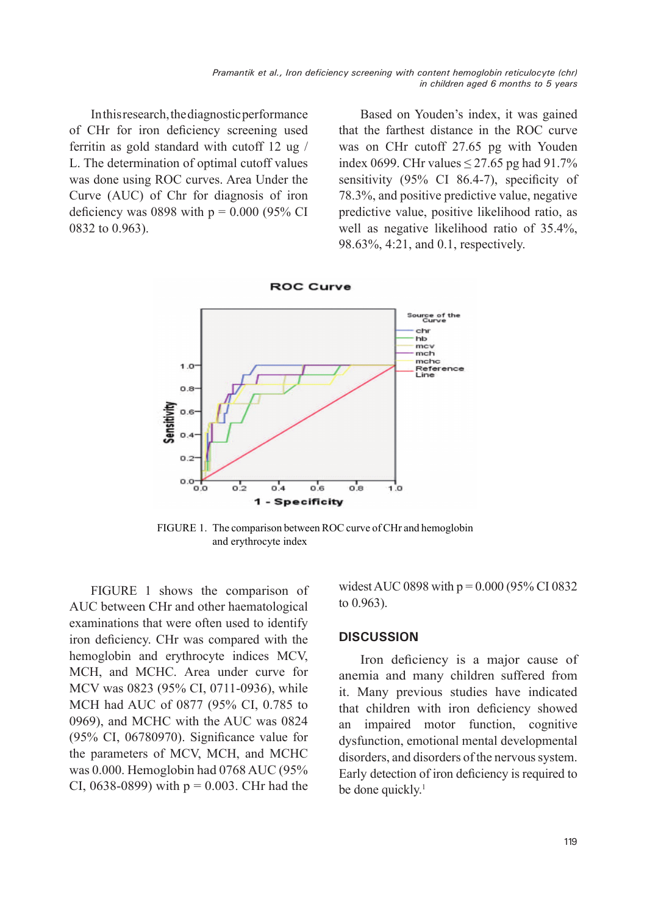In this research, the diagnostic performance of CHr for iron deficiency screening used ferritin as gold standard with cutoff 12 ug / L. The determination of optimal cutoff values was done using ROC curves. Area Under the Curve (AUC) of Chr for diagnosis of iron deficiency was 0898 with p = 0.000 (95% CI 0832 to 0.963).

Based on Youden's index, it was gained that the farthest distance in the ROC curve was on CHr cutoff 27.65 pg with Youden index 0699. CHr values ≤ 27.65 pg had 91.7% sensitivity (95% CI 86.4-7), specificity of 78.3%, and positive predictive value, negative predictive value, positive likelihood ratio, as well as negative likelihood ratio of 35.4%, 98.63%, 4:21, and 0.1, respectively.

FIGURE 1. The comparison between ROC curve of CHr and hemoglobin and erythrocyte index

FIGURE 1 shows the comparison of AUC between CHr and other haematological examinations that were often used to identify iron deficiency. CHr was compared with the hemoglobin and erythrocyte indices MCV, MCH, and MCHC. Area under curve for MCV was 0823 (95% CI, 0711-0936), while MCH had AUC of 0877 (95% CI, 0.785 to 0969), and MCHC with the AUC was 0824 (95% CI, 06780970). Significance value for the parameters of MCV, MCH, and MCHC was 0.000. Hemoglobin had 0768 AUC (95% CI, 0638-0899) with p = 0.003. CHr had the widest AUC 0898 with p = 0.000 (95% CI 0832 to 0.963).

## DISCUSSION

Iron deficiency is a major cause of anemia and many children suffered from it. Many previous studies have indicated that children with iron deficiency showed an impaired motor function, cognitive dysfunction, emotional mental developmental disorders, and disorders of the nervous system. Early detection of iron deficiency is required to be done quickly.[1]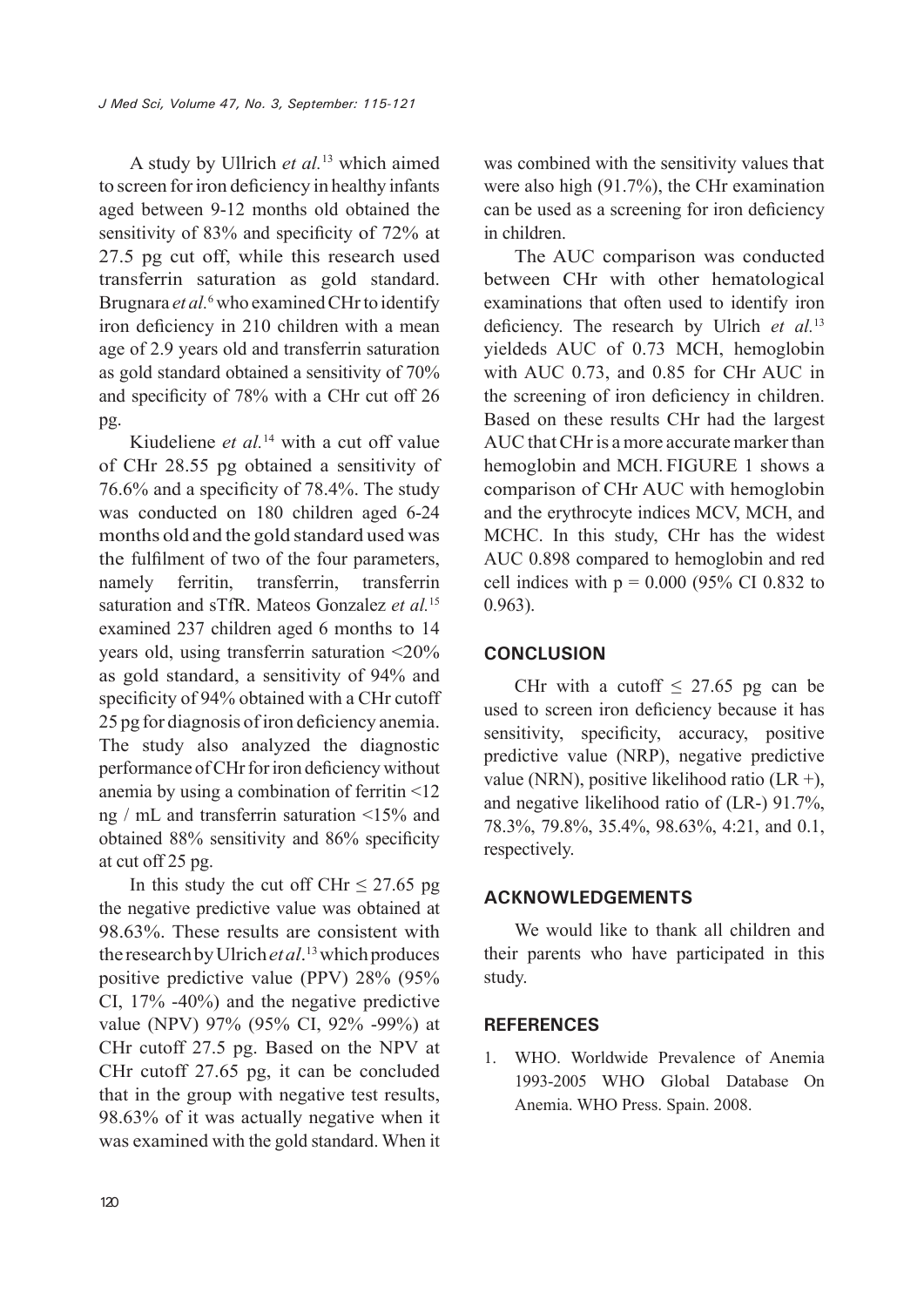A study by Ullrich *et al.*[13] which aimed to screen for iron deficiency in healthy infants aged between 9-12 months old obtained the sensitivity of 83% and specificity of 72% at 27.5 pg cut off, while this research used transferrin saturation as gold standard. Brugnara *et al.*[6] who examined CHr to identify iron deficiency in 210 children with a mean age of 2.9 years old and transferrin saturation as gold standard obtained a sensitivity of 70% and specificity of 78% with a CHr cut off 26 pg.

Kiudeliene *et al.*[14] with a cut off value of CHr 28.55 pg obtained a sensitivity of 76.6% and a specificity of 78.4%. The study was conducted on 180 children aged 6-24 months old and the gold standard used was the fulfilment of two of the four parameters, namely ferritin, transferrin, transferrin saturation and sTfR. Mateos Gonzalez *et al.*[15] examined 237 children aged 6 months to 14 years old, using transferrin saturation <20% as gold standard, a sensitivity of 94% and specificity of 94% obtained with a CHr cutoff 25 pg for diagnosis of iron deficiency anemia. The study also analyzed the diagnostic performance of CHr for iron deficiency without anemia by using a combination of ferritin <12 ng / mL and transferrin saturation <15% and obtained 88% sensitivity and 86% specificity at cut off 25 pg.

In this study the cut off CHr ≤ 27.65 pg the negative predictive value was obtained at 98.63%. These results are consistent with the research by Ulrich *et al*.[13] which produces positive predictive value (PPV) 28% (95% CI, 17% -40%) and the negative predictive value (NPV) 97% (95% CI, 92% -99%) at CHr cutoff 27.5 pg. Based on the NPV at CHr cutoff 27.65 pg, it can be concluded that in the group with negative test results, 98.63% of it was actually negative when it was examined with the gold standard. When it was combined with the sensitivity values that were also high (91.7%), the CHr examination can be used as a screening for iron deficiency in children.

The AUC comparison was conducted between CHr with other hematological examinations that often used to identify iron deficiency. The research by Ulrich *et al.*[13] yieldeds AUC of 0.73 MCH, hemoglobin with AUC 0.73, and 0.85 for CHr AUC in the screening of iron deficiency in children. Based on these results CHr had the largest AUC that CHr is a more accurate marker than hemoglobin and MCH. FIGURE 1 shows a comparison of CHr AUC with hemoglobin and the erythrocyte indices MCV, MCH, and MCHC. In this study, CHr has the widest AUC 0.898 compared to hemoglobin and red cell indices with p = 0.000 (95% CI 0.832 to 0.963).

## CONCLUSION

CHr with a cutoff ≤ 27.65 pg can be used to screen iron deficiency because it has sensitivity, specificity, accuracy, positive predictive value (NRP), negative predictive value (NRN), positive likelihood ratio (LR +), and negative likelihood ratio of (LR-) 91.7%, 78.3%, 79.8%, 35.4%, 98.63%, 4:21, and 0.1, respectively.

## ACKNOWLEDGEMENTS

We would like to thank all children and their parents who have participated in this study.

## REFERENCES

1. WHO. Worldwide Prevalence of Anemia 1993-2005 WHO Global Database On Anemia. WHO Press. Spain. 2008.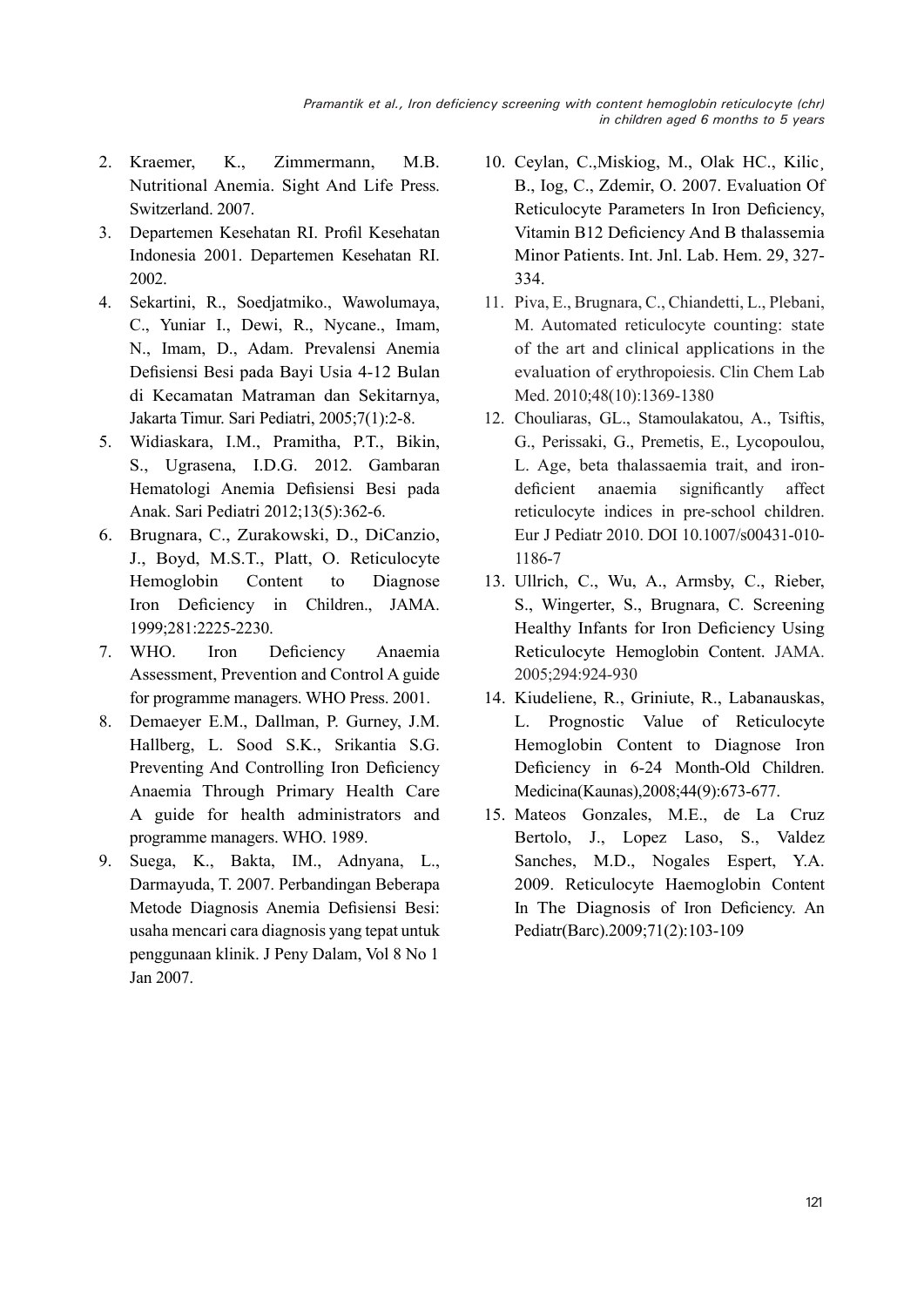2. Kraemer, K., Zimmermann, M.B. Nutritional Anemia. Sight And Life Press. Switzerland. 2007.
3. Departemen Kesehatan RI. Profil Kesehatan Indonesia 2001. Departemen Kesehatan RI. 2002.
4. Sekartini, R., Soedjatmiko., Wawolumaya, C., Yuniar I., Dewi, R., Nycane., Imam, N., Imam, D., Adam. Prevalensi Anemia Defisiensi Besi pada Bayi Usia 4-12 Bulan di Kecamatan Matraman dan Sekitarnya, Jakarta Timur. Sari Pediatri, 2005;7(1):2-8.
5. Widiaskara, I.M., Pramitha, P.T., Bikin, S., Ugrasena, I.D.G. 2012. Gambaran Hematologi Anemia Defisiensi Besi pada Anak. Sari Pediatri 2012;13(5):362-6.
6. Brugnara, C., Zurakowski, D., DiCanzio, J., Boyd, M.S.T., Platt, O. Reticulocyte Hemoglobin Content to Diagnose Iron Deficiency in Children., JAMA. 1999;281:2225-2230.
7. WHO. Iron Deficiency Anaemia Assessment, Prevention and Control A guide for programme managers. WHO Press. 2001.
8. Demaeyer E.M., Dallman, P. Gurney, J.M. Hallberg, L. Sood S.K., Srikantia S.G. Preventing And Controlling Iron Deficiency Anaemia Through Primary Health Care A guide for health administrators and programme managers. WHO. 1989.
9. Suega, K., Bakta, IM., Adnyana, L., Darmayuda, T. 2007. Perbandingan Beberapa Metode Diagnosis Anemia Defisiensi Besi: usaha mencari cara diagnosis yang tepat untuk penggunaan klinik. J Peny Dalam, Vol 8 No 1 Jan 2007.
10. Ceylan, C.,Miskiog, M., Olak HC., Kilic¸ B., Iog, C., Zdemir, O. 2007. Evaluation Of Reticulocyte Parameters In Iron Deficiency, Vitamin B12 Deficiency And B thalassemia Minor Patients. Int. Jnl. Lab. Hem. 29, 327-334.
11. Piva, E., Brugnara, C., Chiandetti, L., Plebani, M. Automated reticulocyte counting: state of the art and clinical applications in the evaluation of erythropoiesis. Clin Chem Lab Med. 2010;48(10):1369-1380
12. Chouliaras, GL., Stamoulakatou, A., Tsiftis, G., Perissaki, G., Premetis, E., Lycopoulou, L. Age, beta thalassaemia trait, and iron-deficient anaemia significantly affect reticulocyte indices in pre-school children. Eur J Pediatr 2010. DOI 10.1007/s00431-010-1186-7
13. Ullrich, C., Wu, A., Armsby, C., Rieber, S., Wingerter, S., Brugnara, C. Screening Healthy Infants for Iron Deficiency Using Reticulocyte Hemoglobin Content. JAMA. 2005;294:924-930
14. Kiudeliene, R., Griniute, R., Labanauskas, L. Prognostic Value of Reticulocyte Hemoglobin Content to Diagnose Iron Deficiency in 6-24 Month-Old Children. Medicina(Kaunas),2008;44(9):673-677.
15. Mateos Gonzales, M.E., de La Cruz Bertolo, J., Lopez Laso, S., Valdez Sanches, M.D., Nogales Espert, Y.A. 2009. Reticulocyte Haemoglobin Content In The Diagnosis of Iron Deficiency. An Pediatr(Barc).2009;71(2):103-109